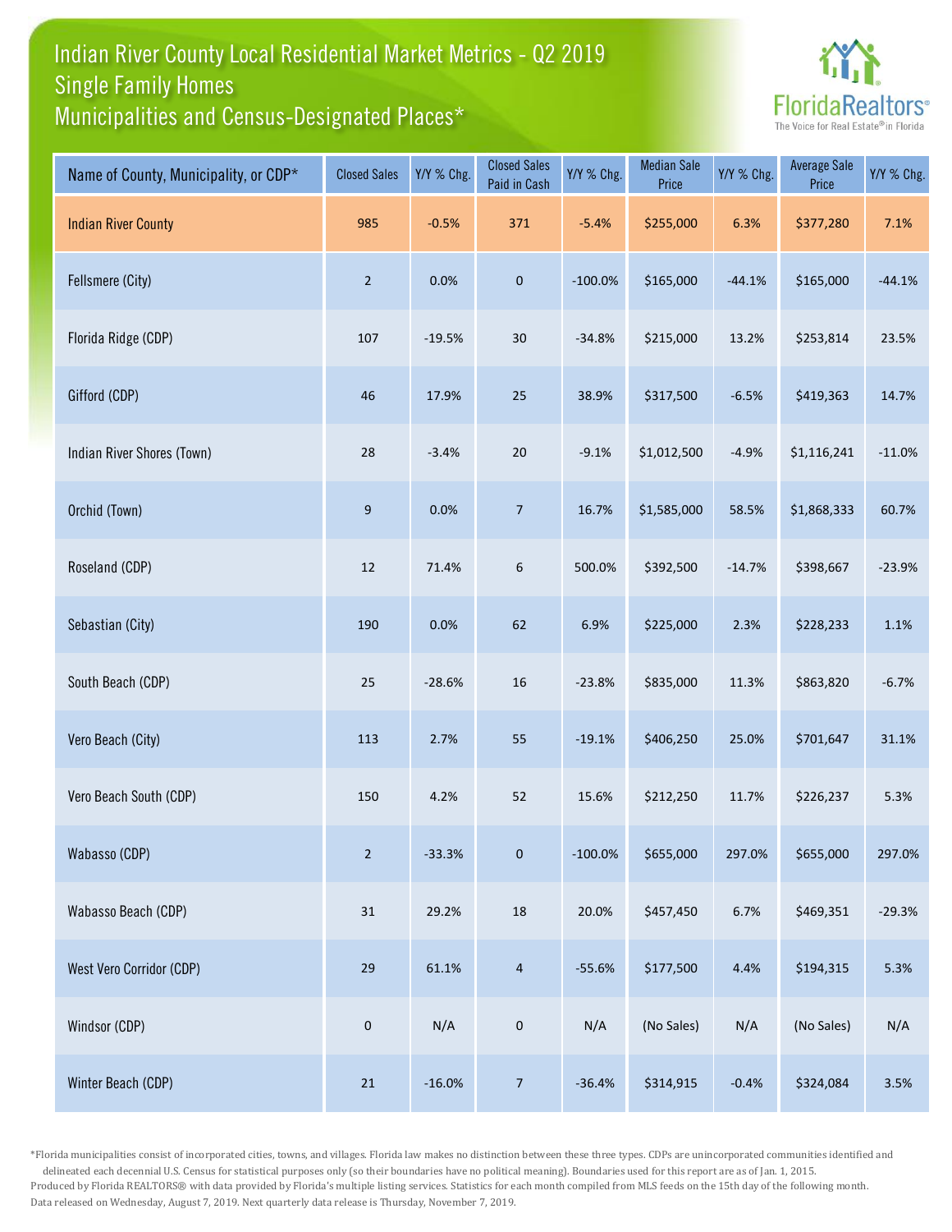# Indian River County Local Residential Market Metrics - Q2 2019
## Single Family Homes
## Municipalities and Census-Designated Places*

FloridaRealtors®
The Voice for Real Estate® in Florida

| Name of County, Municipality, or CDP* | Closed Sales | Y/Y % Chg. | Closed Sales Paid in Cash | Y/Y % Chg. | Median Sale Price | Y/Y % Chg. | Average Sale Price | Y/Y % Chg. |
|---|---|---|---|---|---|---|---|---|
| Indian River County | 985 | -0.5% | 371 | -5.4% | $255,000 | 6.3% | $377,280 | 7.1% |
| Fellsmere (City) | 2 | 0.0% | 0 | -100.0% | $165,000 | -44.1% | $165,000 | -44.1% |
| Florida Ridge (CDP) | 107 | -19.5% | 30 | -34.8% | $215,000 | 13.2% | $253,814 | 23.5% |
| Gifford (CDP) | 46 | 17.9% | 25 | 38.9% | $317,500 | -6.5% | $419,363 | 14.7% |
| Indian River Shores (Town) | 28 | -3.4% | 20 | -9.1% | $1,012,500 | -4.9% | $1,116,241 | -11.0% |
| Orchid (Town) | 9 | 0.0% | 7 | 16.7% | $1,585,000 | 58.5% | $1,868,333 | 60.7% |
| Roseland (CDP) | 12 | 71.4% | 6 | 500.0% | $392,500 | -14.7% | $398,667 | -23.9% |
| Sebastian (City) | 190 | 0.0% | 62 | 6.9% | $225,000 | 2.3% | $228,233 | 1.1% |
| South Beach (CDP) | 25 | -28.6% | 16 | -23.8% | $835,000 | 11.3% | $863,820 | -6.7% |
| Vero Beach (City) | 113 | 2.7% | 55 | -19.1% | $406,250 | 25.0% | $701,647 | 31.1% |
| Vero Beach South (CDP) | 150 | 4.2% | 52 | 15.6% | $212,250 | 11.7% | $226,237 | 5.3% |
| Wabasso (CDP) | 2 | -33.3% | 0 | -100.0% | $655,000 | 297.0% | $655,000 | 297.0% |
| Wabasso Beach (CDP) | 31 | 29.2% | 18 | 20.0% | $457,450 | 6.7% | $469,351 | -29.3% |
| West Vero Corridor (CDP) | 29 | 61.1% | 4 | -55.6% | $177,500 | 4.4% | $194,315 | 5.3% |
| Windsor (CDP) | 0 | N/A | 0 | N/A | (No Sales) | N/A | (No Sales) | N/A |
| Winter Beach (CDP) | 21 | -16.0% | 7 | -36.4% | $314,915 | -0.4% | $324,084 | 3.5% |

*Florida municipalities consist of incorporated cities, towns, and villages. Florida law makes no distinction between these three types. CDPs are unincorporated communities identified and delineated each decennial U.S. Census for statistical purposes only (so their boundaries have no political meaning). Boundaries used for this report are as of Jan. 1, 2015.

Produced by Florida REALTORS® with data provided by Florida's multiple listing services. Statistics for each month compiled from MLS feeds on the 15th day of the following month.

Data released on Wednesday, August 7, 2019. Next quarterly data release is Thursday, November 7, 2019.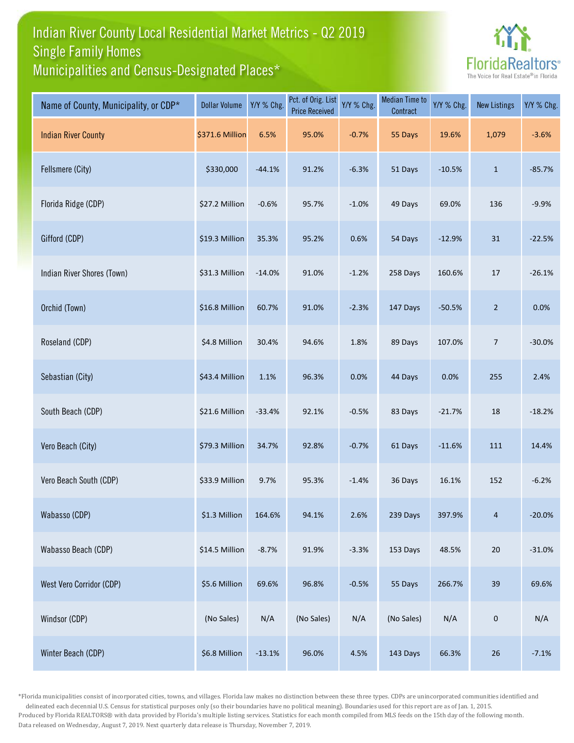# Indian River County Local Residential Market Metrics - Q2 2019
## Single Family Homes
## Municipalities and Census-Designated Places*

FloridaRealtors® The Voice for Real Estate® in Florida

| Name of County, Municipality, or CDP* | Dollar Volume | Y/Y % Chg. | Pct. of Orig. List Price Received | Y/Y % Chg. | Median Time to Contract | Y/Y % Chg. | New Listings | Y/Y % Chg. |
|---|---|---|---|---|---|---|---|---|
| Indian River County | $371.6 Million | 6.5% | 95.0% | -0.7% | 55 Days | 19.6% | 1,079 | -3.6% |
| Fellsmere (City) | $330,000 | -44.1% | 91.2% | -6.3% | 51 Days | -10.5% | 1 | -85.7% |
| Florida Ridge (CDP) | $27.2 Million | -0.6% | 95.7% | -1.0% | 49 Days | 69.0% | 136 | -9.9% |
| Gifford (CDP) | $19.3 Million | 35.3% | 95.2% | 0.6% | 54 Days | -12.9% | 31 | -22.5% |
| Indian River Shores (Town) | $31.3 Million | -14.0% | 91.0% | -1.2% | 258 Days | 160.6% | 17 | -26.1% |
| Orchid (Town) | $16.8 Million | 60.7% | 91.0% | -2.3% | 147 Days | -50.5% | 2 | 0.0% |
| Roseland (CDP) | $4.8 Million | 30.4% | 94.6% | 1.8% | 89 Days | 107.0% | 7 | -30.0% |
| Sebastian (City) | $43.4 Million | 1.1% | 96.3% | 0.0% | 44 Days | 0.0% | 255 | 2.4% |
| South Beach (CDP) | $21.6 Million | -33.4% | 92.1% | -0.5% | 83 Days | -21.7% | 18 | -18.2% |
| Vero Beach (City) | $79.3 Million | 34.7% | 92.8% | -0.7% | 61 Days | -11.6% | 111 | 14.4% |
| Vero Beach South (CDP) | $33.9 Million | 9.7% | 95.3% | -1.4% | 36 Days | 16.1% | 152 | -6.2% |
| Wabasso (CDP) | $1.3 Million | 164.6% | 94.1% | 2.6% | 239 Days | 397.9% | 4 | -20.0% |
| Wabasso Beach (CDP) | $14.5 Million | -8.7% | 91.9% | -3.3% | 153 Days | 48.5% | 20 | -31.0% |
| West Vero Corridor (CDP) | $5.6 Million | 69.6% | 96.8% | -0.5% | 55 Days | 266.7% | 39 | 69.6% |
| Windsor (CDP) | (No Sales) | N/A | (No Sales) | N/A | (No Sales) | N/A | 0 | N/A |
| Winter Beach (CDP) | $6.8 Million | -13.1% | 96.0% | 4.5% | 143 Days | 66.3% | 26 | -7.1% |

*Florida municipalities consist of incorporated cities, towns, and villages. Florida law makes no distinction between these three types. CDPs are unincorporated communities identified and delineated each decennial U.S. Census for statistical purposes only (so their boundaries have no political meaning). Boundaries used for this report are as of Jan. 1, 2015.

Produced by Florida REALTORS® with data provided by Florida's multiple listing services. Statistics for each month compiled from MLS feeds on the 15th day of the following month. Data released on Wednesday, August 7, 2019. Next quarterly data release is Thursday, November 7, 2019.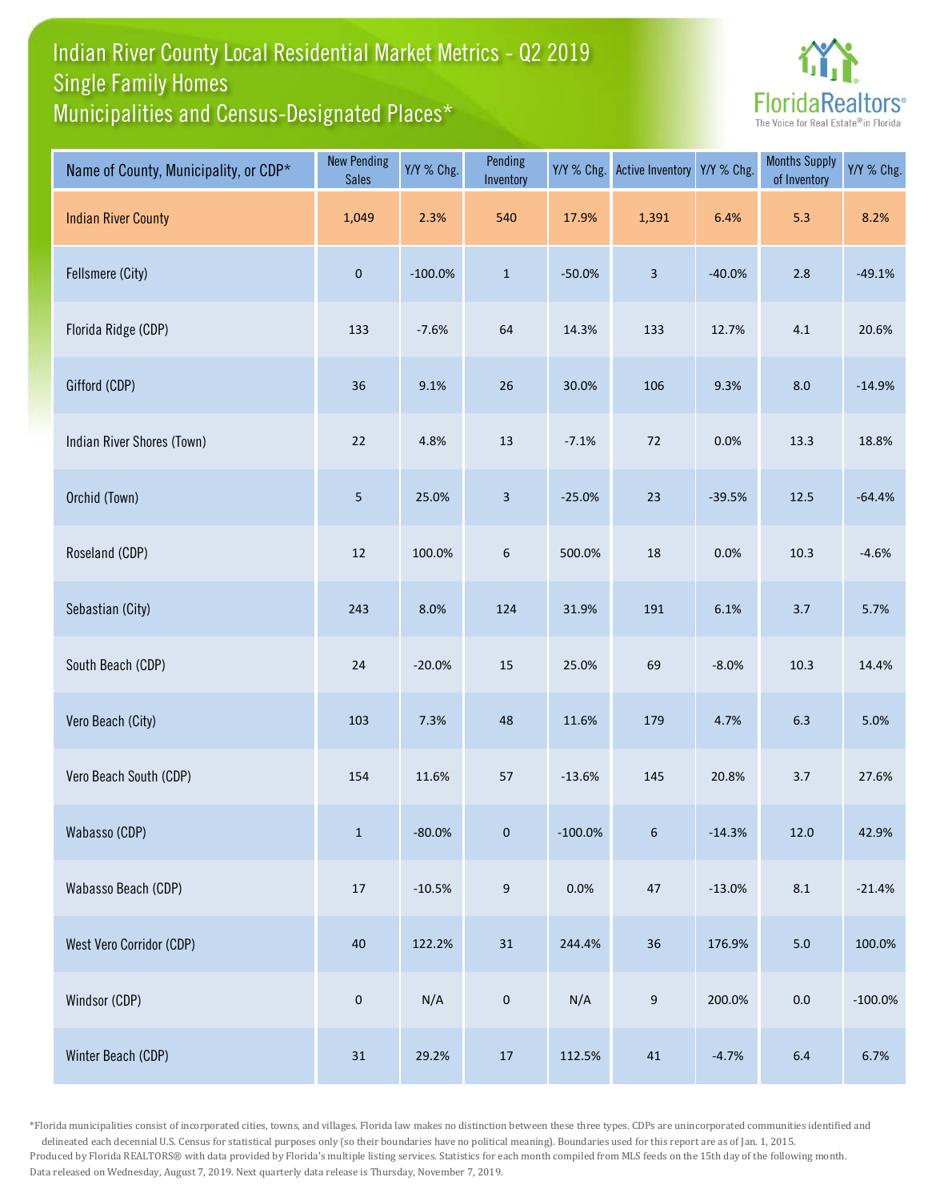# Indian River County Local Residential Market Metrics - Q2 2019
## Single Family Homes
## Municipalities and Census-Designated Places*

FloridaRealtors® The Voice for Real Estate® in Florida

| Name of County, Municipality, or CDP* | New Pending Sales | Y/Y % Chg. | Pending Inventory | Y/Y % Chg. | Active Inventory | Y/Y % Chg. | Months Supply of Inventory | Y/Y % Chg. |
|---|---|---|---|---|---|---|---|---|
| Indian River County | 1,049 | 2.3% | 540 | 17.9% | 1,391 | 6.4% | 5.3 | 8.2% |
| Fellsmere (City) | 0 | -100.0% | 1 | -50.0% | 3 | -40.0% | 2.8 | -49.1% |
| Florida Ridge (CDP) | 133 | -7.6% | 64 | 14.3% | 133 | 12.7% | 4.1 | 20.6% |
| Gifford (CDP) | 36 | 9.1% | 26 | 30.0% | 106 | 9.3% | 8.0 | -14.9% |
| Indian River Shores (Town) | 22 | 4.8% | 13 | -7.1% | 72 | 0.0% | 13.3 | 18.8% |
| Orchid (Town) | 5 | 25.0% | 3 | -25.0% | 23 | -39.5% | 12.5 | -64.4% |
| Roseland (CDP) | 12 | 100.0% | 6 | 500.0% | 18 | 0.0% | 10.3 | -4.6% |
| Sebastian (City) | 243 | 8.0% | 124 | 31.9% | 191 | 6.1% | 3.7 | 5.7% |
| South Beach (CDP) | 24 | -20.0% | 15 | 25.0% | 69 | -8.0% | 10.3 | 14.4% |
| Vero Beach (City) | 103 | 7.3% | 48 | 11.6% | 179 | 4.7% | 6.3 | 5.0% |
| Vero Beach South (CDP) | 154 | 11.6% | 57 | -13.6% | 145 | 20.8% | 3.7 | 27.6% |
| Wabasso (CDP) | 1 | -80.0% | 0 | -100.0% | 6 | -14.3% | 12.0 | 42.9% |
| Wabasso Beach (CDP) | 17 | -10.5% | 9 | 0.0% | 47 | -13.0% | 8.1 | -21.4% |
| West Vero Corridor (CDP) | 40 | 122.2% | 31 | 244.4% | 36 | 176.9% | 5.0 | 100.0% |
| Windsor (CDP) | 0 | N/A | 0 | N/A | 9 | 200.0% | 0.0 | -100.0% |
| Winter Beach (CDP) | 31 | 29.2% | 17 | 112.5% | 41 | -4.7% | 6.4 | 6.7% |

*Florida municipalities consist of incorporated cities, towns, and villages. Florida law makes no distinction between these three types. CDPs are unincorporated communities identified and delineated each decennial U.S. Census for statistical purposes only (so their boundaries have no political meaning). Boundaries used for this report are as of Jan. 1, 2015.

Produced by Florida REALTORS® with data provided by Florida's multiple listing services. Statistics for each month compiled from MLS feeds on the 15th day of the following month.

Data released on Wednesday, August 7, 2019. Next quarterly data release is Thursday, November 7, 2019.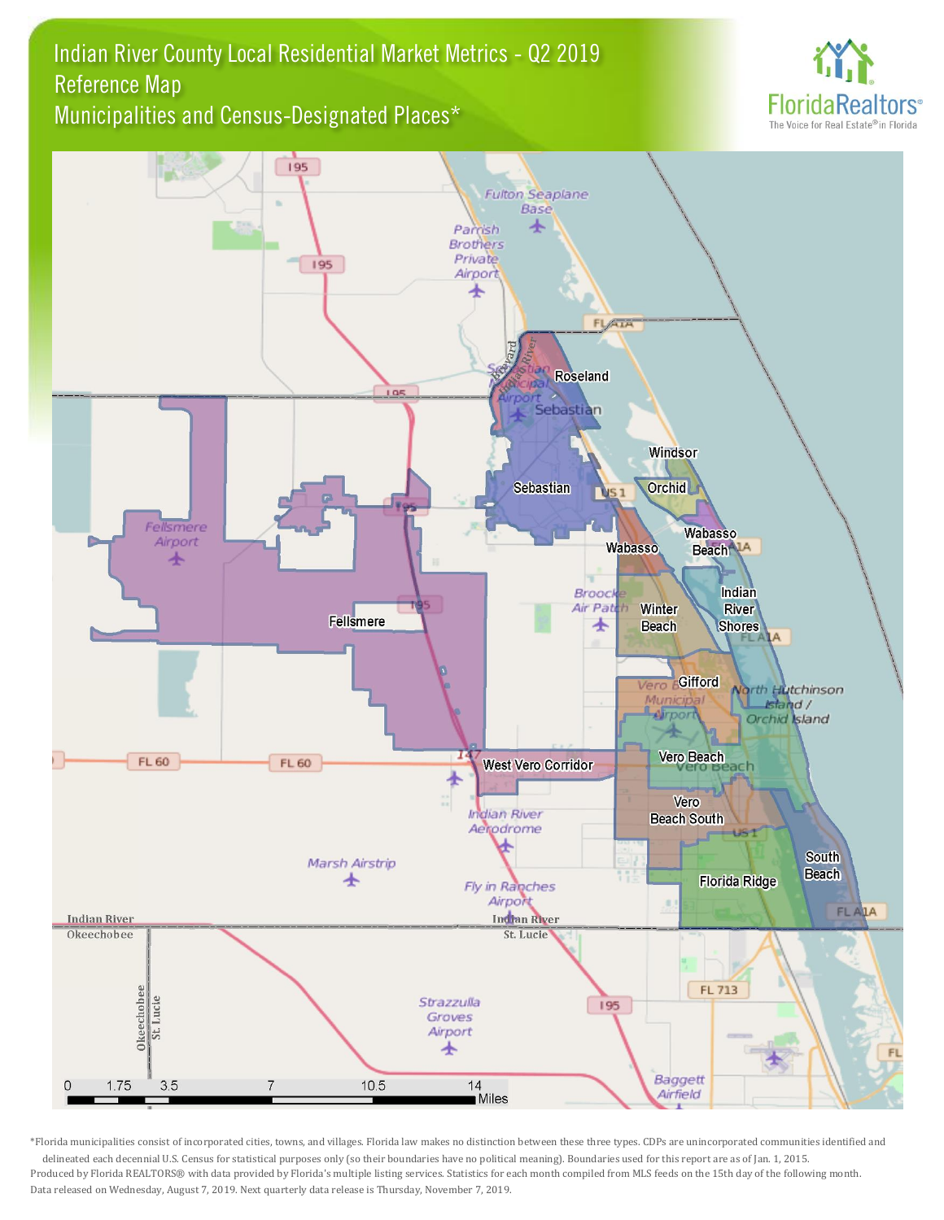# Indian River County Local Residential Market Metrics - Q2 2019
## Reference Map
## Municipalities and Census-Designated Places*

Florida Realtors®
The Voice for Real Estate® in Florida

Roseland
Sebastian
Sebastian
Windsor
Orchid
Wabasso Beach
Wabasso
Indian River Shores
Winter Beach
Fellsmere
Gifford
North Hutchinson Island / Orchid Island
Vero Beach
West Vero Corridor
Vero Beach South
South Beach
Florida Ridge

0 1.75 3.5 7 10.5 14 Miles

*Florida municipalities consist of incorporated cities, towns, and villages. Florida law makes no distinction between these three types. CDPs are unincorporated communities identified and delineated each decennial U.S. Census for statistical purposes only (so their boundaries have no political meaning). Boundaries used for this report are as of Jan. 1, 2015.

Produced by Florida REALTORS® with data provided by Florida's multiple listing services. Statistics for each month compiled from MLS feeds on the 15th day of the following month.

Data released on Wednesday, August 7, 2019. Next quarterly data release is Thursday, November 7, 2019.